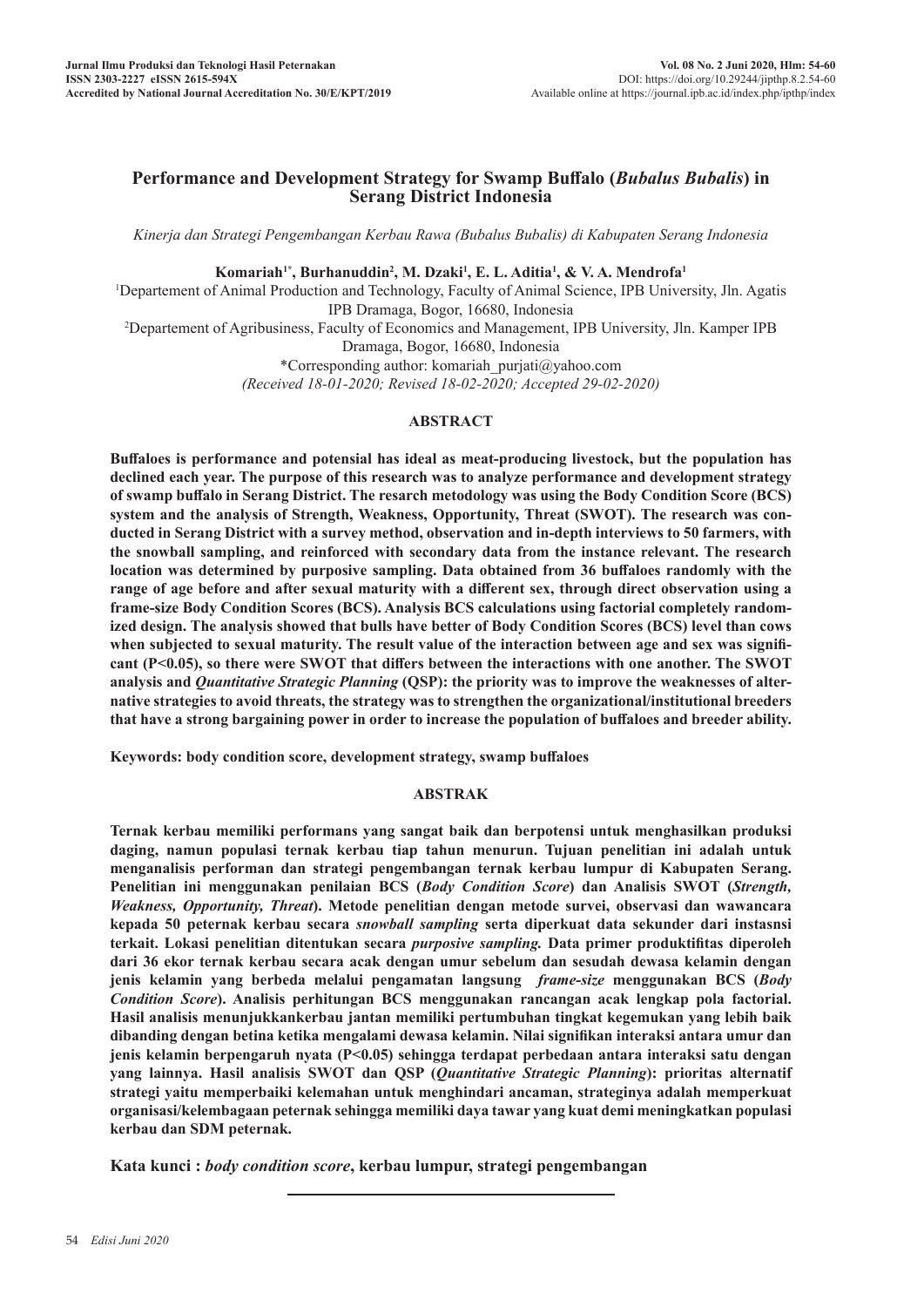# Performance and Development Strategy for Swamp Buffalo (*Bubalus Bubalis*) in Serang District Indonesia

*Kinerja dan Strategi Pengembangan Kerbau Rawa (Bubalus Bubalis) di Kabupaten Serang Indonesia*

**Komariah[1*], Burhanuddin[2], M. Dzaki[1], E. L. Aditia[1], & V. A. Mendrofa[1]**

[1]Departement of Animal Production and Technology, Faculty of Animal Science, IPB University, Jln. Agatis IPB Dramaga, Bogor, 16680, Indonesia

[2]Departement of Agribusiness, Faculty of Economics and Management, IPB University, Jln. Kamper IPB Dramaga, Bogor, 16680, Indonesia

*Corresponding author: komariah_purjati@yahoo.com

*(Received 18-01-2020; Revised 18-02-2020; Accepted 29-02-2020)*

## ABSTRACT

**Buffaloes is performance and potensial has ideal as meat-producing livestock, but the population has declined each year. The purpose of this research was to analyze performance and development strategy of swamp buffalo in Serang District. The resarch metodology was using the Body Condition Score (BCS) system and the analysis of Strength, Weakness, Opportunity, Threat (SWOT). The research was conducted in Serang District with a survey method, observation and in-depth interviews to 50 farmers, with the snowball sampling, and reinforced with secondary data from the instance relevant. The research location was determined by purposive sampling. Data obtained from 36 buffaloes randomly with the range of age before and after sexual maturity with a different sex, through direct observation using a frame-size Body Condition Scores (BCS). Analysis BCS calculations using factorial completely randomized design. The analysis showed that bulls have better of Body Condition Scores (BCS) level than cows when subjected to sexual maturity. The result value of the interaction between age and sex was significant (P<0.05), so there were SWOT that differs between the interactions with one another. The SWOT analysis and *Quantitative Strategic Planning* (QSP): the priority was to improve the weaknesses of alternative strategies to avoid threats, the strategy was to strengthen the organizational/institutional breeders that have a strong bargaining power in order to increase the population of buffaloes and breeder ability.**

**Keywords: body condition score, development strategy, swamp buffaloes**

## ABSTRAK

**Ternak kerbau memiliki performans yang sangat baik dan berpotensi untuk menghasilkan produksi daging, namun populasi ternak kerbau tiap tahun menurun. Tujuan penelitian ini adalah untuk menganalisis performan dan strategi pengembangan ternak kerbau lumpur di Kabupaten Serang. Penelitian ini menggunakan penilaian BCS (*Body Condition Score*) dan Analisis SWOT (*Strength, Weakness, Opportunity, Threat*). Metode penelitian dengan metode survei, observasi dan wawancara kepada 50 peternak kerbau secara *snowball sampling* serta diperkuat data sekunder dari instasnsi terkait. Lokasi penelitian ditentukan secara *purposive sampling.* Data primer produktifitas diperoleh dari 36 ekor ternak kerbau secara acak dengan umur sebelum dan sesudah dewasa kelamin dengan jenis kelamin yang berbeda melalui pengamatan langsung *frame-size* menggunakan BCS (*Body Condition Score*). Analisis perhitungan BCS menggunakan rancangan acak lengkap pola factorial. Hasil analisis menunjukkankerbau jantan memiliki pertumbuhan tingkat kegemukan yang lebih baik dibanding dengan betina ketika mengalami dewasa kelamin. Nilai signifikan interaksi antara umur dan jenis kelamin berpengaruh nyata (P<0.05) sehingga terdapat perbedaan antara interaksi satu dengan yang lainnya. Hasil analisis SWOT dan QSP (*Quantitative Strategic Planning*): prioritas alternatif strategi yaitu memperbaiki kelemahan untuk menghindari ancaman, strateginya adalah memperkuat organisasi/kelembagaan peternak sehingga memiliki daya tawar yang kuat demi meningkatkan populasi kerbau dan SDM peternak.**

**Kata kunci : *body condition score*, kerbau lumpur, strategi pengembangan**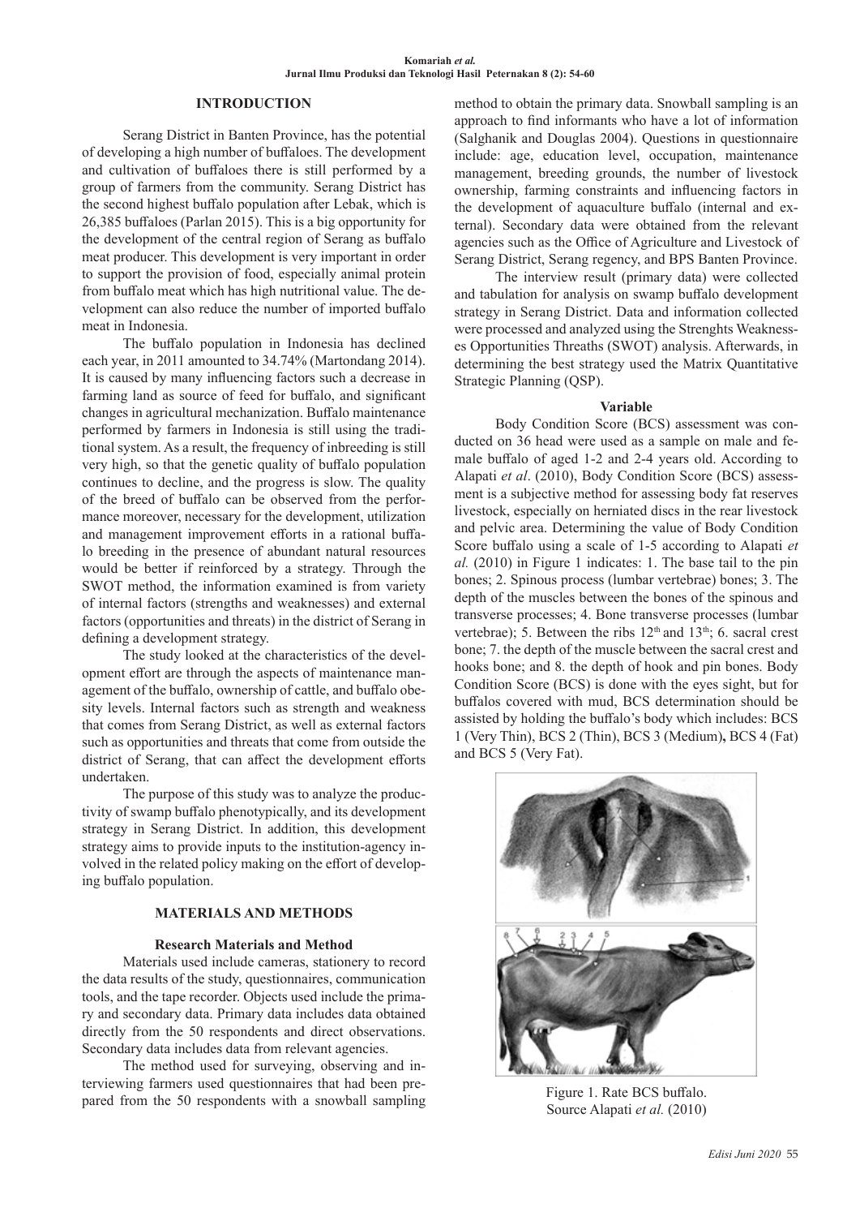## INTRODUCTION

Serang District in Banten Province, has the potential of developing a high number of buffaloes. The development and cultivation of buffaloes there is still performed by a group of farmers from the community. Serang District has the second highest buffalo population after Lebak, which is 26,385 buffaloes (Parlan 2015). This is a big opportunity for the development of the central region of Serang as buffalo meat producer. This development is very important in order to support the provision of food, especially animal protein from buffalo meat which has high nutritional value. The development can also reduce the number of imported buffalo meat in Indonesia.

The buffalo population in Indonesia has declined each year, in 2011 amounted to 34.74% (Martondang 2014). It is caused by many influencing factors such a decrease in farming land as source of feed for buffalo, and significant changes in agricultural mechanization. Buffalo maintenance performed by farmers in Indonesia is still using the traditional system. As a result, the frequency of inbreeding is still very high, so that the genetic quality of buffalo population continues to decline, and the progress is slow. The quality of the breed of buffalo can be observed from the performance moreover, necessary for the development, utilization and management improvement efforts in a rational buffalo breeding in the presence of abundant natural resources would be better if reinforced by a strategy. Through the SWOT method, the information examined is from variety of internal factors (strengths and weaknesses) and external factors (opportunities and threats) in the district of Serang in defining a development strategy.

The study looked at the characteristics of the development effort are through the aspects of maintenance management of the buffalo, ownership of cattle, and buffalo obesity levels. Internal factors such as strength and weakness that comes from Serang District, as well as external factors such as opportunities and threats that come from outside the district of Serang, that can affect the development efforts undertaken.

The purpose of this study was to analyze the productivity of swamp buffalo phenotypically, and its development strategy in Serang District. In addition, this development strategy aims to provide inputs to the institution-agency involved in the related policy making on the effort of developing buffalo population.

## MATERIALS AND METHODS

### Research Materials and Method

Materials used include cameras, stationery to record the data results of the study, questionnaires, communication tools, and the tape recorder. Objects used include the primary and secondary data. Primary data includes data obtained directly from the 50 respondents and direct observations. Secondary data includes data from relevant agencies.

The method used for surveying, observing and interviewing farmers used questionnaires that had been prepared from the 50 respondents with a snowball sampling method to obtain the primary data. Snowball sampling is an approach to find informants who have a lot of information (Salghanik and Douglas 2004). Questions in questionnaire include: age, education level, occupation, maintenance management, breeding grounds, the number of livestock ownership, farming constraints and influencing factors in the development of aquaculture buffalo (internal and external). Secondary data were obtained from the relevant agencies such as the Office of Agriculture and Livestock of Serang District, Serang regency, and BPS Banten Province.

The interview result (primary data) were collected and tabulation for analysis on swamp buffalo development strategy in Serang District. Data and information collected were processed and analyzed using the Strenghts Weaknesses Opportunities Threaths (SWOT) analysis. Afterwards, in determining the best strategy used the Matrix Quantitative Strategic Planning (QSP).

### Variable

Body Condition Score (BCS) assessment was conducted on 36 head were used as a sample on male and female buffalo of aged 1-2 and 2-4 years old. According to Alapati *et al*. (2010), Body Condition Score (BCS) assessment is a subjective method for assessing body fat reserves livestock, especially on herniated discs in the rear livestock and pelvic area. Determining the value of Body Condition Score buffalo using a scale of 1-5 according to Alapati *et al.* (2010) in Figure 1 indicates: 1. The base tail to the pin bones; 2. Spinous process (lumbar vertebrae) bones; 3. The depth of the muscles between the bones of the spinous and transverse processes; 4. Bone transverse processes (lumbar vertebrae); 5. Between the ribs 12$^{th}$ and 13$^{th}$; 6. sacral crest bone; 7. the depth of the muscle between the sacral crest and hooks bone; and 8. the depth of hook and pin bones. Body Condition Score (BCS) is done with the eyes sight, but for buffalos covered with mud, BCS determination should be assisted by holding the buffalo's body which includes: BCS 1 (Very Thin), BCS 2 (Thin), BCS 3 (Medium)**,** BCS 4 (Fat) and BCS 5 (Very Fat).

Figure 1. Rate BCS buffalo.
Source Alapati *et al.* (2010)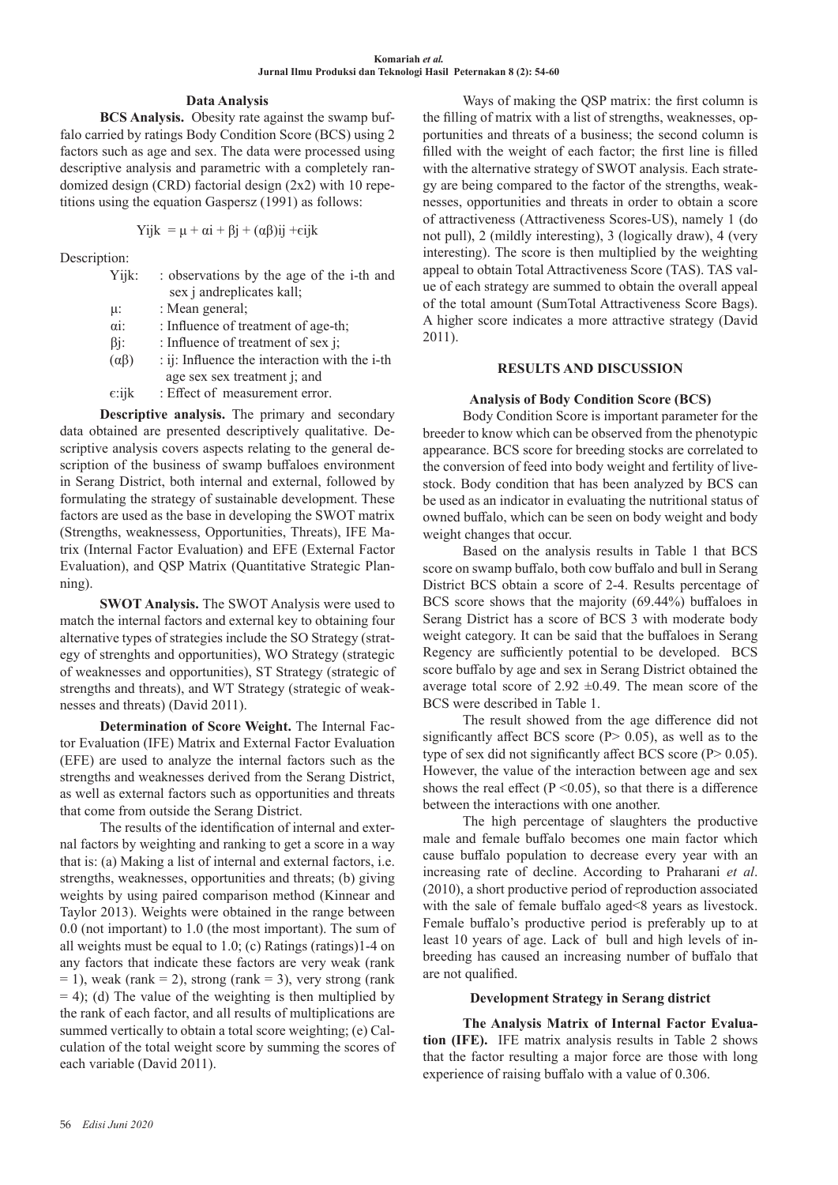### Data Analysis

**BCS Analysis.** Obesity rate against the swamp buffalo carried by ratings Body Condition Score (BCS) using 2 factors such as age and sex. The data were processed using descriptive analysis and parametric with a completely randomized design (CRD) factorial design (2x2) with 10 repetitions using the equation Gaspersz (1991) as follows:

$$Y_{ijk} = \mu + \alpha_i + \beta_j + (\alpha\beta)_{ij} + \epsilon_{ijk}$$

Description:

- $Y_{ijk}$: observations by the age of the i-th and sex j andreplicates kall;
- $\mu$: Mean general;
- $\alpha_i$: Influence of treatment of age-th;
- $\beta_j$: Influence of treatment of sex j;
- $(\alpha\beta)$: ij: Influence the interaction with the i-th age sex sex treatment j; and
- $\epsilon$:ijk : Effect of measurement error.

**Descriptive analysis.** The primary and secondary data obtained are presented descriptively qualitative. Descriptive analysis covers aspects relating to the general description of the business of swamp buffaloes environment in Serang District, both internal and external, followed by formulating the strategy of sustainable development. These factors are used as the base in developing the SWOT matrix (Strengths, weaknessess, Opportunities, Threats), IFE Matrix (Internal Factor Evaluation) and EFE (External Factor Evaluation), and QSP Matrix (Quantitative Strategic Planning).

**SWOT Analysis.** The SWOT Analysis were used to match the internal factors and external key to obtaining four alternative types of strategies include the SO Strategy (strategy of strenghts and opportunities), WO Strategy (strategic of weaknesses and opportunities), ST Strategy (strategic of strengths and threats), and WT Strategy (strategic of weaknesses and threats) (David 2011).

**Determination of Score Weight.** The Internal Factor Evaluation (IFE) Matrix and External Factor Evaluation (EFE) are used to analyze the internal factors such as the strengths and weaknesses derived from the Serang District, as well as external factors such as opportunities and threats that come from outside the Serang District.

The results of the identification of internal and external factors by weighting and ranking to get a score in a way that is: (a) Making a list of internal and external factors, i.e. strengths, weaknesses, opportunities and threats; (b) giving weights by using paired comparison method (Kinnear and Taylor 2013). Weights were obtained in the range between 0.0 (not important) to 1.0 (the most important). The sum of all weights must be equal to 1.0; (c) Ratings (ratings)1-4 on any factors that indicate these factors are very weak (rank = 1), weak (rank = 2), strong (rank = 3), very strong (rank = 4); (d) The value of the weighting is then multiplied by the rank of each factor, and all results of multiplications are summed vertically to obtain a total score weighting; (e) Calculation of the total weight score by summing the scores of each variable (David 2011).

Ways of making the QSP matrix: the first column is the filling of matrix with a list of strengths, weaknesses, opportunities and threats of a business; the second column is filled with the weight of each factor; the first line is filled with the alternative strategy of SWOT analysis. Each strategy are being compared to the factor of the strengths, weaknesses, opportunities and threats in order to obtain a score of attractiveness (Attractiveness Scores-US), namely 1 (do not pull), 2 (mildly interesting), 3 (logically draw), 4 (very interesting). The score is then multiplied by the weighting appeal to obtain Total Attractiveness Score (TAS). TAS value of each strategy are summed to obtain the overall appeal of the total amount (SumTotal Attractiveness Score Bags). A higher score indicates a more attractive strategy (David 2011).

## RESULTS AND DISCUSSION

### Analysis of Body Condition Score (BCS)

Body Condition Score is important parameter for the breeder to know which can be observed from the phenotypic appearance. BCS score for breeding stocks are correlated to the conversion of feed into body weight and fertility of livestock. Body condition that has been analyzed by BCS can be used as an indicator in evaluating the nutritional status of owned buffalo, which can be seen on body weight and body weight changes that occur.

Based on the analysis results in Table 1 that BCS score on swamp buffalo, both cow buffalo and bull in Serang District BCS obtain a score of 2-4. Results percentage of BCS score shows that the majority (69.44%) buffaloes in Serang District has a score of BCS 3 with moderate body weight category. It can be said that the buffaloes in Serang Regency are sufficiently potential to be developed. BCS score buffalo by age and sex in Serang District obtained the average total score of 2.92 ±0.49. The mean score of the BCS were described in Table 1.

The result showed from the age difference did not significantly affect BCS score ($P > 0.05$), as well as to the type of sex did not significantly affect BCS score ($P > 0.05$). However, the value of the interaction between age and sex shows the real effect ($P < 0.05$), so that there is a difference between the interactions with one another.

The high percentage of slaughters the productive male and female buffalo becomes one main factor which cause buffalo population to decrease every year with an increasing rate of decline. According to Praharani *et al*. (2010), a short productive period of reproduction associated with the sale of female buffalo aged<8 years as livestock. Female buffalo's productive period is preferably up to at least 10 years of age. Lack of bull and high levels of inbreeding has caused an increasing number of buffalo that are not qualified.

### Development Strategy in Serang district

**The Analysis Matrix of Internal Factor Evaluation (IFE).** IFE matrix analysis results in Table 2 shows that the factor resulting a major force are those with long experience of raising buffalo with a value of 0.306.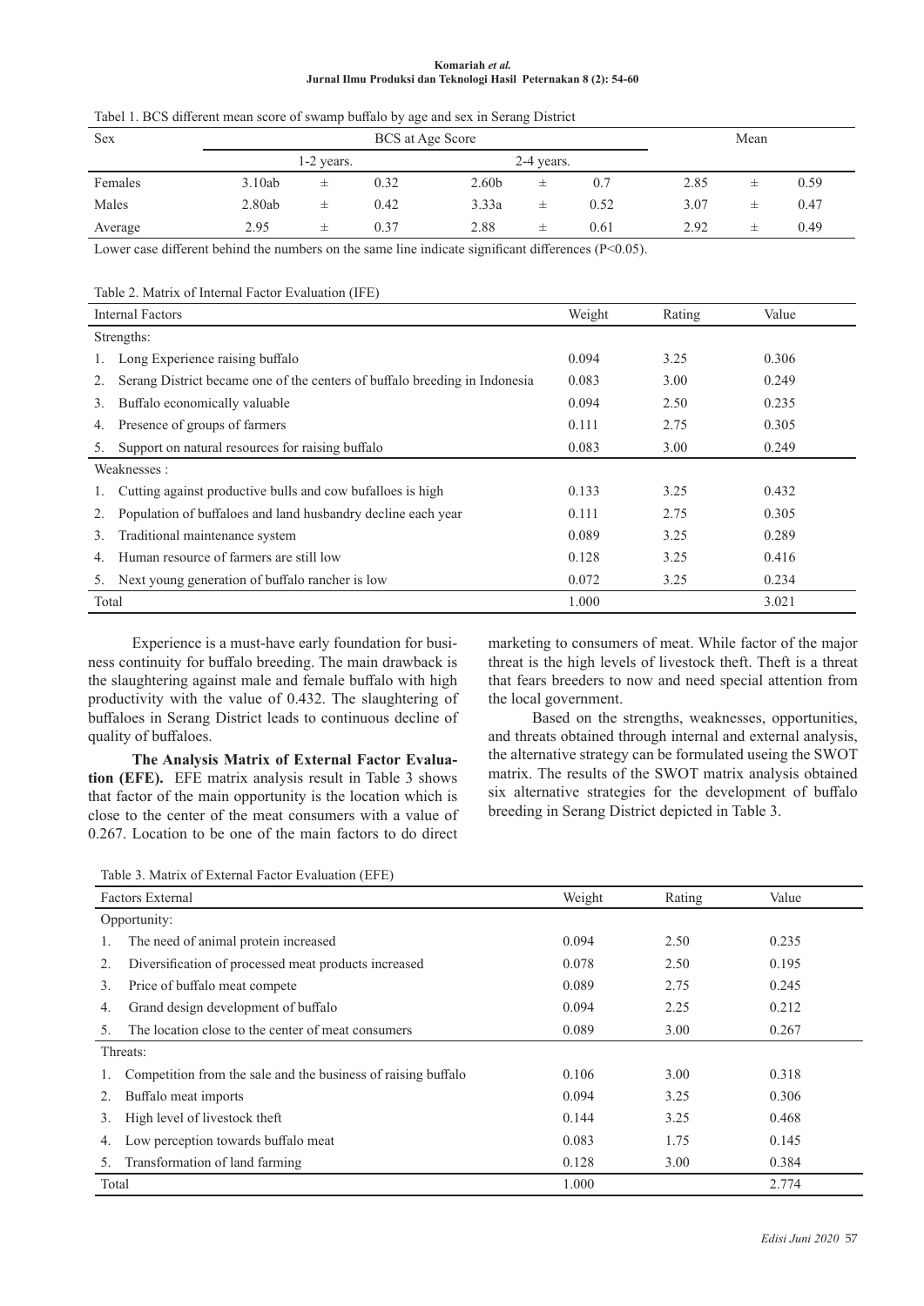Tabel 1. BCS different mean score of swamp buffalo by age and sex in Serang District

| Sex | BCS at Age Score | | | | | | Mean | | |
|---|---|---|---|---|---|---|---|---|---|
| | 1-2 years. | | | 2-4 years. | | | | | |
| Females | 3.10ab | ± | 0.32 | 2.60b | ± | 0.7 | 2.85 | ± | 0.59 |
| Males | 2.80ab | ± | 0.42 | 3.33a | ± | 0.52 | 3.07 | ± | 0.47 |
| Average | 2.95 | ± | 0.37 | 2.88 | ± | 0.61 | 2.92 | ± | 0.49 |

Lower case different behind the numbers on the same line indicate significant differences ($P<0.05$).

Table 2. Matrix of Internal Factor Evaluation (IFE)

| Internal Factors | Weight | Rating | Value |
|---|---|---|---|
| Strengths: | | | |
| 1. Long Experience raising buffalo | 0.094 | 3.25 | 0.306 |
| 2. Serang District became one of the centers of buffalo breeding in Indonesia | 0.083 | 3.00 | 0.249 |
| 3. Buffalo economically valuable | 0.094 | 2.50 | 0.235 |
| 4. Presence of groups of farmers | 0.111 | 2.75 | 0.305 |
| 5. Support on natural resources for raising buffalo | 0.083 | 3.00 | 0.249 |
| Weaknesses : | | | |
| 1. Cutting against productive bulls and cow bufalloes is high | 0.133 | 3.25 | 0.432 |
| 2. Population of buffaloes and land husbandry decline each year | 0.111 | 2.75 | 0.305 |
| 3. Traditional maintenance system | 0.089 | 3.25 | 0.289 |
| 4. Human resource of farmers are still low | 0.128 | 3.25 | 0.416 |
| 5. Next young generation of buffalo rancher is low | 0.072 | 3.25 | 0.234 |
| Total | 1.000 | | 3.021 |

Experience is a must-have early foundation for business continuity for buffalo breeding. The main drawback is the slaughtering against male and female buffalo with high productivity with the value of 0.432. The slaughtering of buffaloes in Serang District leads to continuous decline of quality of buffaloes.

**The Analysis Matrix of External Factor Evaluation (EFE).** EFE matrix analysis result in Table 3 shows that factor of the main opportunity is the location which is close to the center of the meat consumers with a value of 0.267. Location to be one of the main factors to do direct marketing to consumers of meat. While factor of the major threat is the high levels of livestock theft. Theft is a threat that fears breeders to now and need special attention from the local government.

Based on the strengths, weaknesses, opportunities, and threats obtained through internal and external analysis, the alternative strategy can be formulated useing the SWOT matrix. The results of the SWOT matrix analysis obtained six alternative strategies for the development of buffalo breeding in Serang District depicted in Table 3.

Table 3. Matrix of External Factor Evaluation (EFE)

| Factors External | Weight | Rating | Value |
|---|---|---|---|
| Opportunity: | | | |
| 1. The need of animal protein increased | 0.094 | 2.50 | 0.235 |
| 2. Diversification of processed meat products increased | 0.078 | 2.50 | 0.195 |
| 3. Price of buffalo meat compete | 0.089 | 2.75 | 0.245 |
| 4. Grand design development of buffalo | 0.094 | 2.25 | 0.212 |
| 5. The location close to the center of meat consumers | 0.089 | 3.00 | 0.267 |
| Threats: | | | |
| 1. Competition from the sale and the business of raising buffalo | 0.106 | 3.00 | 0.318 |
| 2. Buffalo meat imports | 0.094 | 3.25 | 0.306 |
| 3. High level of livestock theft | 0.144 | 3.25 | 0.468 |
| 4. Low perception towards buffalo meat | 0.083 | 1.75 | 0.145 |
| 5. Transformation of land farming | 0.128 | 3.00 | 0.384 |
| Total | 1.000 | | 2.774 |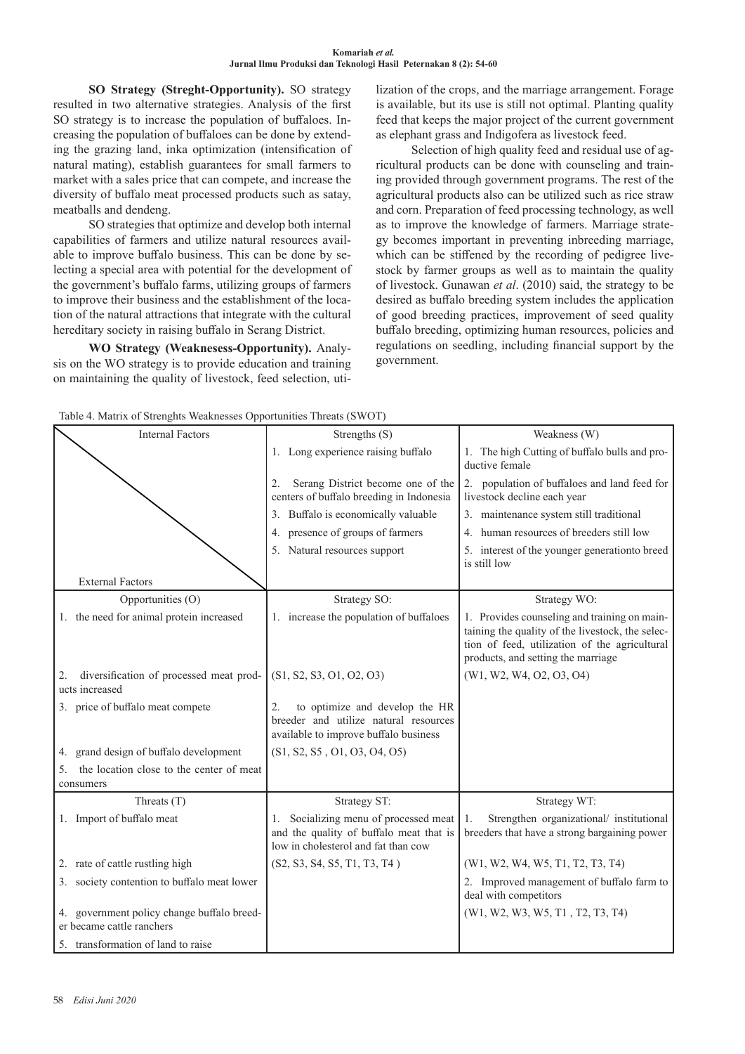**SO Strategy (Streght-Opportunity).** SO strategy resulted in two alternative strategies. Analysis of the first SO strategy is to increase the population of buffaloes. Increasing the population of buffaloes can be done by extending the grazing land, inka optimization (intensification of natural mating), establish guarantees for small farmers to market with a sales price that can compete, and increase the diversity of buffalo meat processed products such as satay, meatballs and dendeng.

SO strategies that optimize and develop both internal capabilities of farmers and utilize natural resources available to improve buffalo business. This can be done by selecting a special area with potential for the development of the government's buffalo farms, utilizing groups of farmers to improve their business and the establishment of the location of the natural attractions that integrate with the cultural hereditary society in raising buffalo in Serang District.

**WO Strategy (Weaknesess-Opportunity).** Analysis on the WO strategy is to provide education and training on maintaining the quality of livestock, feed selection, utilization of the crops, and the marriage arrangement. Forage is available, but its use is still not optimal. Planting quality feed that keeps the major project of the current government as elephant grass and Indigofera as livestock feed.

Selection of high quality feed and residual use of agricultural products can be done with counseling and training provided through government programs. The rest of the agricultural products also can be utilized such as rice straw and corn. Preparation of feed processing technology, as well as to improve the knowledge of farmers. Marriage strategy becomes important in preventing inbreeding marriage, which can be stiffened by the recording of pedigree livestock by farmer groups as well as to maintain the quality of livestock. Gunawan *et al*. (2010) said, the strategy to be desired as buffalo breeding system includes the application of good breeding practices, improvement of seed quality buffalo breeding, optimizing human resources, policies and regulations on seedling, including financial support by the government.

Table 4. Matrix of Strenghts Weaknesses Opportunities Threats (SWOT)

| Internal Factors / External Factors | Strengths (S) | Weakness (W) |
|---|---|---|
| | 1. Long experience raising buffalo | 1. The high Cutting of buffalo bulls and productive female |
| | 2. Serang District become one of the centers of buffalo breeding in Indonesia | 2. population of buffaloes and land feed for livestock decline each year |
| | 3. Buffalo is economically valuable | 3. maintenance system still traditional |
| | 4. presence of groups of farmers | 4. human resources of breeders still low |
| | 5. Natural resources support | 5. interest of the younger generationto breed is still low |
| Opportunities (O) | Strategy SO: | Strategy WO: |
| 1. the need for animal protein increased | 1. increase the population of buffaloes | 1. Provides counseling and training on maintaining the quality of the livestock, the selection of feed, utilization of the agricultural products, and setting the marriage |
| 2. diversification of processed meat products increased | (S1, S2, S3, O1, O2, O3) | (W1, W2, W4, O2, O3, O4) |
| 3. price of buffalo meat compete | 2. to optimize and develop the HR breeder and utilize natural resources available to improve buffalo business | |
| 4. grand design of buffalo development | (S1, S2, S5 , O1, O3, O4, O5) | |
| 5. the location close to the center of meat consumers | | |
| Threats (T) | Strategy ST: | Strategy WT: |
| 1. Import of buffalo meat | 1. Socializing menu of processed meat and the quality of buffalo meat that is low in cholesterol and fat than cow | 1. Strengthen organizational/ institutional breeders that have a strong bargaining power |
| 2. rate of cattle rustling high | (S2, S3, S4, S5, T1, T3, T4 ) | (W1, W2, W4, W5, T1, T2, T3, T4) |
| 3. society contention to buffalo meat lower | | 2. Improved management of buffalo farm to deal with competitors |
| 4. government policy change buffalo breeder became cattle ranchers | | (W1, W2, W3, W5, T1 , T2, T3, T4) |
| 5. transformation of land to raise | | |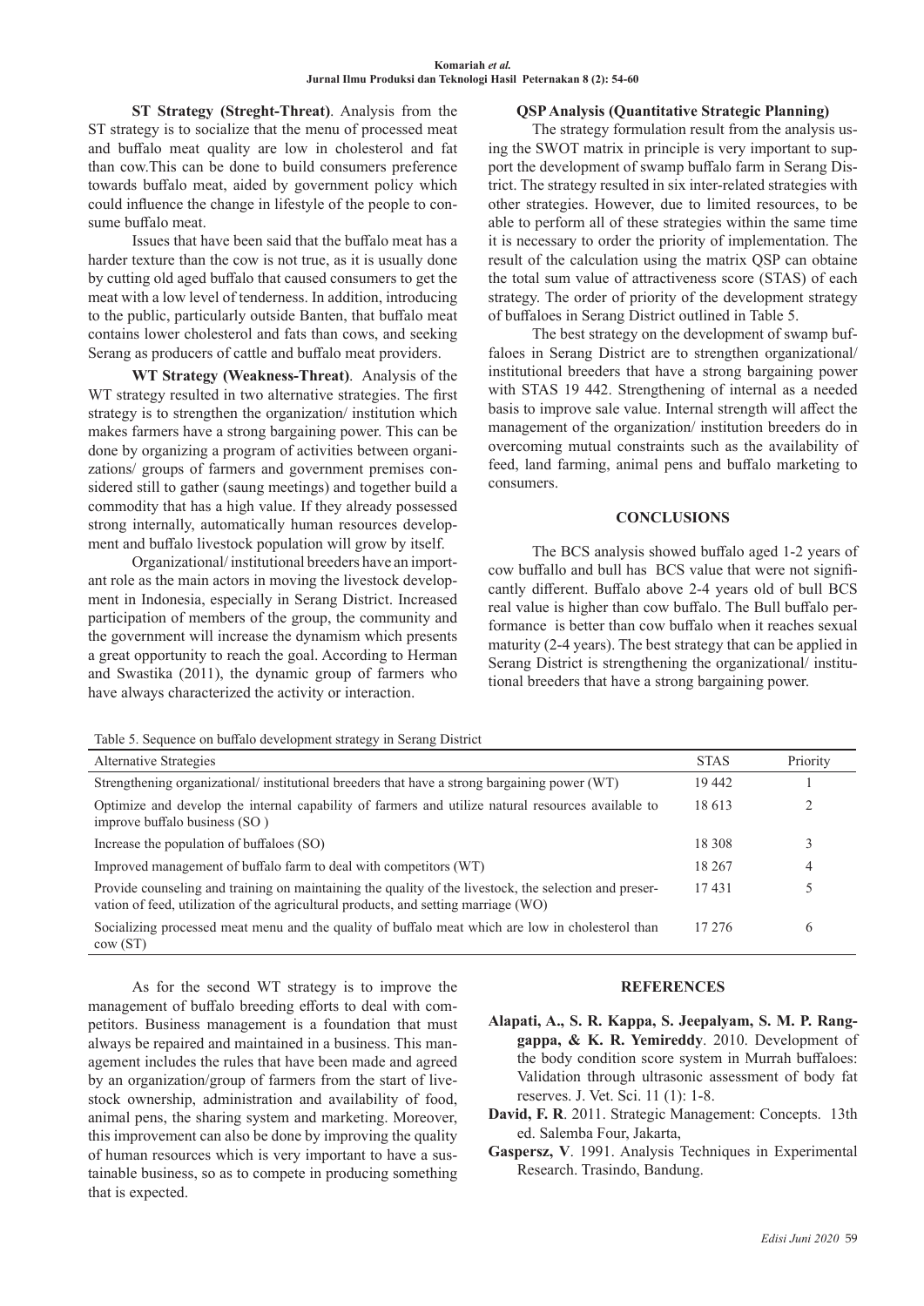**ST Strategy (Streght-Threat)**. Analysis from the ST strategy is to socialize that the menu of processed meat and buffalo meat quality are low in cholesterol and fat than cow.This can be done to build consumers preference towards buffalo meat, aided by government policy which could influence the change in lifestyle of the people to consume buffalo meat.

Issues that have been said that the buffalo meat has a harder texture than the cow is not true, as it is usually done by cutting old aged buffalo that caused consumers to get the meat with a low level of tenderness. In addition, introducing to the public, particularly outside Banten, that buffalo meat contains lower cholesterol and fats than cows, and seeking Serang as producers of cattle and buffalo meat providers.

**WT Strategy (Weakness-Threat)**. Analysis of the WT strategy resulted in two alternative strategies. The first strategy is to strengthen the organization/ institution which makes farmers have a strong bargaining power. This can be done by organizing a program of activities between organizations/ groups of farmers and government premises considered still to gather (saung meetings) and together build a commodity that has a high value. If they already possessed strong internally, automatically human resources development and buffalo livestock population will grow by itself.

Organizational/ institutional breeders have an important role as the main actors in moving the livestock development in Indonesia, especially in Serang District. Increased participation of members of the group, the community and the government will increase the dynamism which presents a great opportunity to reach the goal. According to Herman and Swastika (2011), the dynamic group of farmers who have always characterized the activity or interaction.

As for the second WT strategy is to improve the management of buffalo breeding efforts to deal with competitors. Business management is a foundation that must always be repaired and maintained in a business. This management includes the rules that have been made and agreed by an organization/group of farmers from the start of livestock ownership, administration and availability of food, animal pens, the sharing system and marketing. Moreover, this improvement can also be done by improving the quality of human resources which is very important to have a sustainable business, so as to compete in producing something that is expected.

**QSP Analysis (Quantitative Strategic Planning)**

The strategy formulation result from the analysis using the SWOT matrix in principle is very important to support the development of swamp buffalo farm in Serang District. The strategy resulted in six inter-related strategies with other strategies. However, due to limited resources, to be able to perform all of these strategies within the same time it is necessary to order the priority of implementation. The result of the calculation using the matrix QSP can obtaine the total sum value of attractiveness score (STAS) of each strategy. The order of priority of the development strategy of buffaloes in Serang District outlined in Table 5.

The best strategy on the development of swamp buffaloes in Serang District are to strengthen organizational/ institutional breeders that have a strong bargaining power with STAS 19 442. Strengthening of internal as a needed basis to improve sale value. Internal strength will affect the management of the organization/ institution breeders do in overcoming mutual constraints such as the availability of feed, land farming, animal pens and buffalo marketing to consumers.

Table 5. Sequence on buffalo development strategy in Serang District

| Alternative Strategies | STAS | Priority |
|---|---|---|
| Strengthening organizational/ institutional breeders that have a strong bargaining power (WT) | 19 442 | 1 |
| Optimize and develop the internal capability of farmers and utilize natural resources available to improve buffalo business (SO ) | 18 613 | 2 |
| Increase the population of buffaloes (SO) | 18 308 | 3 |
| Improved management of buffalo farm to deal with competitors (WT) | 18 267 | 4 |
| Provide counseling and training on maintaining the quality of the livestock, the selection and preservation of feed, utilization of the agricultural products, and setting marriage (WO) | 17 431 | 5 |
| Socializing processed meat menu and the quality of buffalo meat which are low in cholesterol than cow (ST) | 17 276 | 6 |

## CONCLUSIONS

The BCS analysis showed buffalo aged 1-2 years of cow buffallo and bull has BCS value that were not significantly different. Buffalo above 2-4 years old of bull BCS real value is higher than cow buffalo. The Bull buffalo performance is better than cow buffalo when it reaches sexual maturity (2-4 years). The best strategy that can be applied in Serang District is strengthening the organizational/ institutional breeders that have a strong bargaining power.

## REFERENCES

**Alapati, A., S. R. Kappa, S. Jeepalyam, S. M. P. Ranggappa, & K. R. Yemireddy**. 2010. Development of the body condition score system in Murrah buffaloes: Validation through ultrasonic assessment of body fat reserves. J. Vet. Sci. 11 (1): 1-8.

**David, F. R**. 2011. Strategic Management: Concepts. 13th ed. Salemba Four, Jakarta,

**Gaspersz, V**. 1991. Analysis Techniques in Experimental Research. Trasindo, Bandung.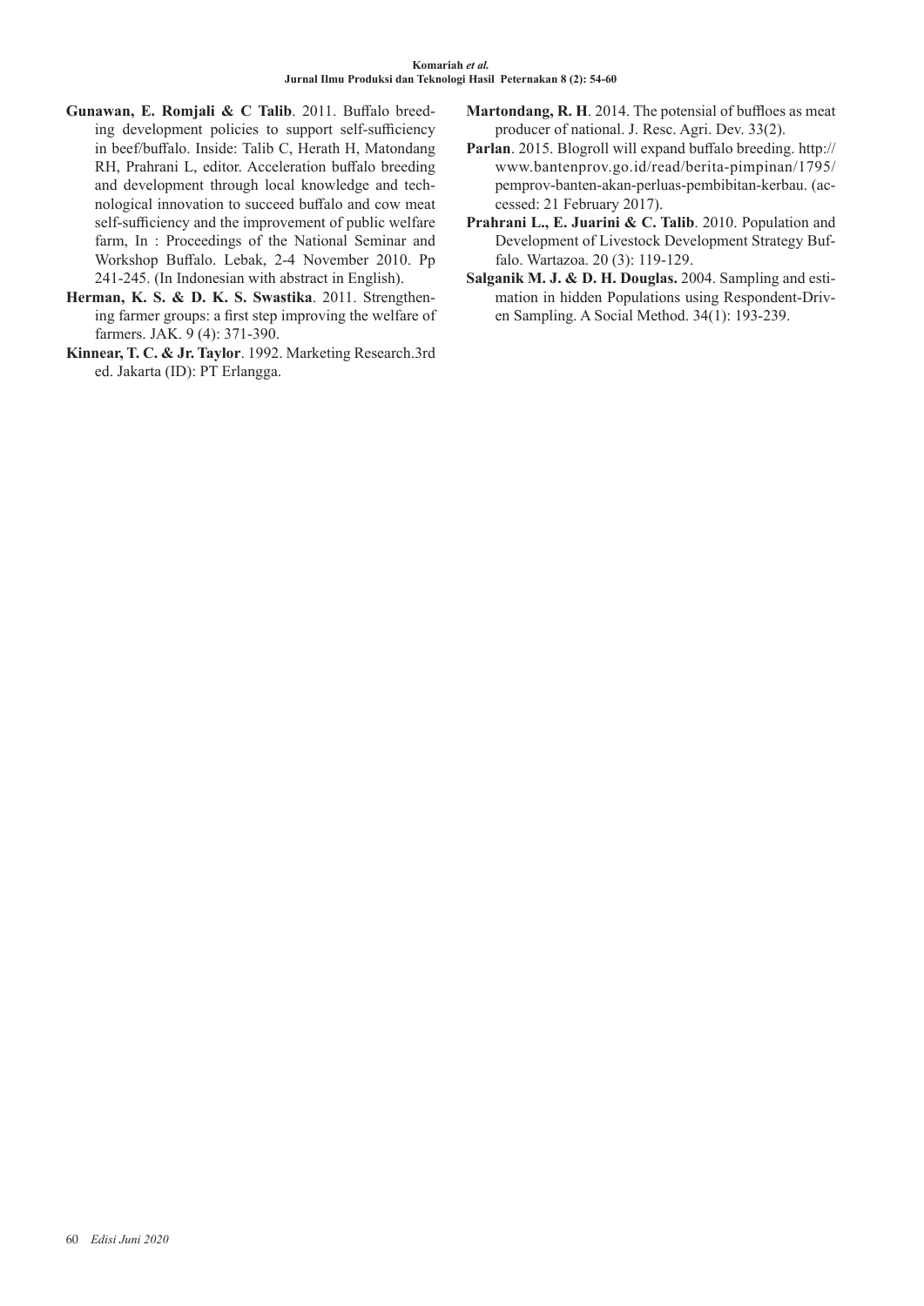**Gunawan, E. Romjali & C Talib**. 2011. Buffalo breeding development policies to support self-sufficiency in beef/buffalo. Inside: Talib C, Herath H, Matondang RH, Prahrani L, editor. Acceleration buffalo breeding and development through local knowledge and technological innovation to succeed buffalo and cow meat self-sufficiency and the improvement of public welfare farm, In : Proceedings of the National Seminar and Workshop Buffalo. Lebak, 2-4 November 2010. Pp 241-245. (In Indonesian with abstract in English).

**Herman, K. S. & D. K. S. Swastika**. 2011. Strengthening farmer groups: a first step improving the welfare of farmers. JAK. 9 (4): 371-390.

**Kinnear, T. C. & Jr. Taylor**. 1992. Marketing Research.3rd ed. Jakarta (ID): PT Erlangga.

**Martondang, R. H**. 2014. The potensial of buffloes as meat producer of national. J. Resc. Agri. Dev. 33(2).

**Parlan**. 2015. Blogroll will expand buffalo breeding. http://www.bantenprov.go.id/read/berita-pimpinan/1795/pemprov-banten-akan-perluas-pembibitan-kerbau. (accessed: 21 February 2017).

**Prahrani L., E. Juarini & C. Talib**. 2010. Population and Development of Livestock Development Strategy Buffalo. Wartazoa. 20 (3): 119-129.

**Salganik M. J. & D. H. Douglas.** 2004. Sampling and estimation in hidden Populations using Respondent-Driven Sampling. A Social Method. 34(1): 193-239.